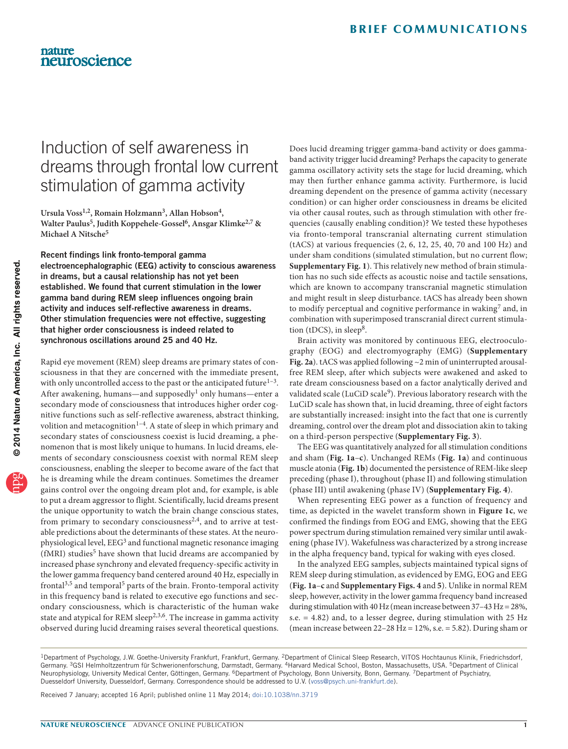# Induction of self awareness in dreams through frontal low current stimulation of gamma activity

**Ursula Voss[1,2], Romain Holzmann[3], Allan Hobson[4], Walter Paulus[5], Judith Koppehele-Gossel[6], Ansgar Klimke[2,7] & Michael A Nitsche[5]**

**Recent findings link fronto-temporal gamma electroencephalographic (EEG) activity to conscious awareness in dreams, but a causal relationship has not yet been established. We found that current stimulation in the lower gamma band during REM sleep influences ongoing brain activity and induces self-reflective awareness in dreams. Other stimulation frequencies were not effective, suggesting that higher order consciousness is indeed related to synchronous oscillations around 25 and 40 Hz.**

Rapid eye movement (REM) sleep dreams are primary states of consciousness in that they are concerned with the immediate present, with only uncontrolled access to the past or the anticipated future[1–3]. After awakening, humans—and supposedly[1] only humans—enter a secondary mode of consciousness that introduces higher order cognitive functions such as self-reflective awareness, abstract thinking, volition and metacognition[1–4]. A state of sleep in which primary and secondary states of consciousness coexist is lucid dreaming, a phenomenon that is most likely unique to humans. In lucid dreams, elements of secondary consciousness coexist with normal REM sleep consciousness, enabling the sleeper to become aware of the fact that he is dreaming while the dream continues. Sometimes the dreamer gains control over the ongoing dream plot and, for example, is able to put a dream aggressor to flight. Scientifically, lucid dreams present the unique opportunity to watch the brain change conscious states, from primary to secondary consciousness[2,4], and to arrive at testable predictions about the determinants of these states. At the neurophysiological level, EEG[3] and functional magnetic resonance imaging (fMRI) studies[5] have shown that lucid dreams are accompanied by increased phase synchrony and elevated frequency-specific activity in the lower gamma frequency band centered around 40 Hz, especially in frontal[3,5] and temporal[5] parts of the brain. Fronto-temporal activity in this frequency band is related to executive ego functions and secondary consciousness, which is characteristic of the human wake state and atypical for REM sleep[2,3,6]. The increase in gamma activity observed during lucid dreaming raises several theoretical questions.

Does lucid dreaming trigger gamma-band activity or does gamma-band activity trigger lucid dreaming? Perhaps the capacity to generate gamma oscillatory activity sets the stage for lucid dreaming, which may then further enhance gamma activity. Furthermore, is lucid dreaming dependent on the presence of gamma activity (necessary condition) or can higher order consciousness in dreams be elicited via other causal routes, such as through stimulation with other frequencies (causally enabling condition)? We tested these hypotheses via fronto-temporal transcranial alternating current stimulation (tACS) at various frequencies (2, 6, 12, 25, 40, 70 and 100 Hz) and under sham conditions (simulated stimulation, but no current flow; **Supplementary Fig. 1**). This relatively new method of brain stimulation has no such side effects as acoustic noise and tactile sensations, which are known to accompany transcranial magnetic stimulation and might result in sleep disturbance. tACS has already been shown to modify perceptual and cognitive performance in waking[7] and, in combination with superimposed transcranial direct current stimulation (tDCS), in sleep[8].

Brain activity was monitored by continuous EEG, electrooculography (EOG) and electromyography (EMG) (**Supplementary Fig. 2a**). tACS was applied following ~2 min of uninterrupted arousal-free REM sleep, after which subjects were awakened and asked to rate dream consciousness based on a factor analytically derived and validated scale (LuCiD scale[9]). Previous laboratory research with the LuCiD scale has shown that, in lucid dreaming, three of eight factors are substantially increased: insight into the fact that one is currently dreaming, control over the dream plot and dissociation akin to taking on a third-person perspective (**Supplementary Fig. 3**).

The EEG was quantitatively analyzed for all stimulation conditions and sham (**Fig. 1a–c**). Unchanged REMs (**Fig. 1a**) and continuous muscle atonia (**Fig. 1b**) documented the persistence of REM-like sleep preceding (phase I), throughout (phase II) and following stimulation (phase III) until awakening (phase IV) (**Supplementary Fig. 4**).

When representing EEG power as a function of frequency and time, as depicted in the wavelet transform shown in **Figure 1c**, we confirmed the findings from EOG and EMG, showing that the EEG power spectrum during stimulation remained very similar until awakening (phase IV). Wakefulness was characterized by a strong increase in the alpha frequency band, typical for waking with eyes closed.

In the analyzed EEG samples, subjects maintained typical signs of REM sleep during stimulation, as evidenced by EMG, EOG and EEG (**Fig. 1a–c** and **Supplementary Figs. 4** and **5**). Unlike in normal REM sleep, however, activity in the lower gamma frequency band increased during stimulation with 40 Hz (mean increase between 37–43 Hz = 28%, s.e. = 4.82) and, to a lesser degree, during stimulation with 25 Hz (mean increase between 22–28 Hz = 12%, s.e. = 5.82). During sham or

[1]Department of Psychology, J.W. Goethe-University Frankfurt, Frankfurt, Germany. [2]Department of Clinical Sleep Research, VITOS Hochtaunus Klinik, Friedrichsdorf, Germany. [3]GSI Helmholtzzentrum für Schwerionenforschung, Darmstadt, Germany. [4]Harvard Medical School, Boston, Massachusetts, USA. [5]Department of Clinical Neurophysiology, University Medical Center, Göttingen, Germany. [6]Department of Psychology, Bonn University, Bonn, Germany. [7]Department of Psychiatry, Duesseldorf University, Duesseldorf, Germany. Correspondence should be addressed to U.V. (voss@psych.uni-frankfurt.de).

Received 7 January; accepted 16 April; published online 11 May 2014; doi:10.1038/nn.3719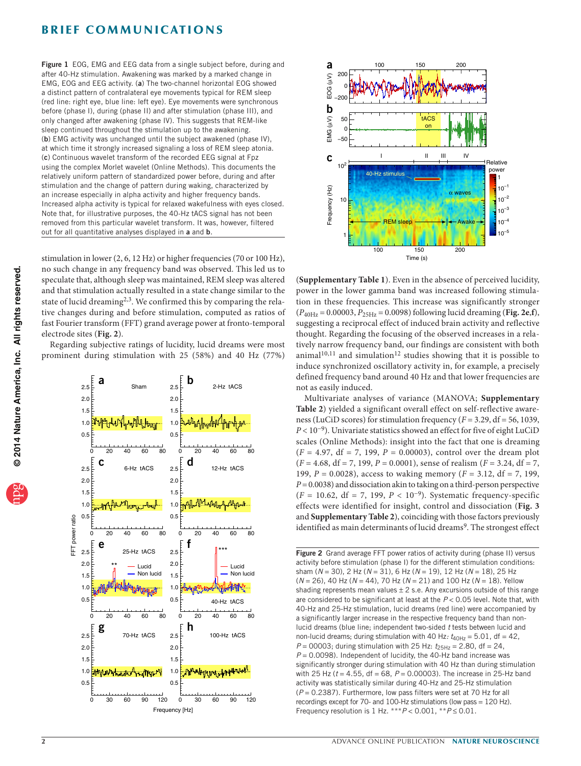**Figure 1** EOG, EMG and EEG data from a single subject before, during and after 40-Hz stimulation. Awakening was marked by a marked change in EMG, EOG and EEG activity. (**a**) The two-channel horizontal EOG showed a distinct pattern of contralateral eye movements typical for REM sleep (red line: right eye, blue line: left eye). Eye movements were synchronous before (phase I), during (phase II) and after stimulation (phase III), and only changed after awakening (phase IV). This suggests that REM-like sleep continued throughout the stimulation up to the awakening. (**b**) EMG activity was unchanged until the subject awakened (phase IV), at which time it strongly increased signaling a loss of REM sleep atonia. (**c**) Continuous wavelet transform of the recorded EEG signal at Fpz using the complex Morlet wavelet (Online Methods). This documents the relatively uniform pattern of standardized power before, during and after stimulation and the change of pattern during waking, characterized by an increase especially in alpha activity and higher frequency bands. Increased alpha activity is typical for relaxed wakefulness with eyes closed. Note that, for illustrative purposes, the 40-Hz tACS signal has not been removed from this particular wavelet transform. It was, however, filtered out for all quantitative analyses displayed in **a** and **b**.

stimulation in lower (2, 6, 12 Hz) or higher frequencies (70 or 100 Hz), no such change in any frequency band was observed. This led us to speculate that, although sleep was maintained, REM sleep was altered and that stimulation actually resulted in a state change similar to the state of lucid dreaming[2,3]. We confirmed this by comparing the relative changes during and before stimulation, computed as ratios of fast Fourier transform (FFT) grand average power at fronto-temporal electrode sites (**Fig. 2**).

Regarding subjective ratings of lucidity, lucid dreams were most prominent during stimulation with 25 (58%) and 40 Hz (77%) (**Supplementary Table 1**). Even in the absence of perceived lucidity, power in the lower gamma band was increased following stimulation in these frequencies. This increase was significantly stronger ($P_{40Hz} = 0.00003$, $P_{25Hz} = 0.0098$) following lucid dreaming (**Fig. 2e,f**), suggesting a reciprocal effect of induced brain activity and reflective thought. Regarding the focusing of the observed increases in a relatively narrow frequency band, our findings are consistent with both animal[10,11] and simulation[12] studies showing that it is possible to induce synchronized oscillatory activity in, for example, a precisely defined frequency band around 40 Hz and that lower frequencies are not as easily induced.

Multivariate analyses of variance (MANOVA; **Supplementary Table 2**) yielded a significant overall effect on self-reflective awareness (LuCiD scores) for stimulation frequency ($F = 3.29$, df = 56, 1039, $P < 10^{-9}$). Univariate statistics showed an effect for five of eight LuCiD scales (Online Methods): insight into the fact that one is dreaming ($F = 4.97$, df = 7, 199, $P = 0.00003$), control over the dream plot ($F = 4.68$, df = 7, 199, $P = 0.0001$), sense of realism ($F = 3.24$, df = 7, 199, $P = 0.0028$), access to waking memory ($F = 3.12$, df = 7, 199, $P = 0.0038$) and dissociation akin to taking on a third-person perspective ($F = 10.62$, df = 7, 199, $P < 10^{-9}$). Systematic frequency-specific effects were identified for insight, control and dissociation (**Fig. 3** and **Supplementary Table 2**), coinciding with those factors previously identified as main determinants of lucid dreams[9]. The strongest effect

**Figure 2** Grand average FFT power ratios of activity during (phase II) versus activity before stimulation (phase I) for the different stimulation conditions: sham ($N = 30$), 2 Hz ($N = 31$), 6 Hz ($N = 19$), 12 Hz ($N = 18$), 25 Hz ($N = 26$), 40 Hz ($N = 44$), 70 Hz ($N = 21$) and 100 Hz ($N = 18$). Yellow shading represents mean values ± 2 s.e. Any excursions outside of this range are considered to be significant at least at the $P < 0.05$ level. Note that, with 40-Hz and 25-Hz stimulation, lucid dreams (red line) were accompanied by a significantly larger increase in the respective frequency band than non-lucid dreams (blue line; independent two-sided $t$ tests between lucid and non-lucid dreams; during stimulation with 40 Hz: $t_{40Hz} = 5.01$, df = 42, $P = 00003$; during stimulation with 25 Hz: $t_{25Hz} = 2.80$, df = 24, $P = 0.0098$). Independent of lucidity, the 40-Hz band increase was significantly stronger during stimulation with 40 Hz than during stimulation with 25 Hz ($t = 4.55$, df = 68, $P = 0.00003$). The increase in 25-Hz band activity was statistically similar during 40-Hz and 25-Hz stimulation ($P = 0.2387$). Furthermore, low pass filters were set at 70 Hz for all recordings except for 70- and 100-Hz stimulations (low pass = 120 Hz). Frequency resolution is 1 Hz. \*\*\*$P < 0.001$, \*\*$P \leq 0.01$.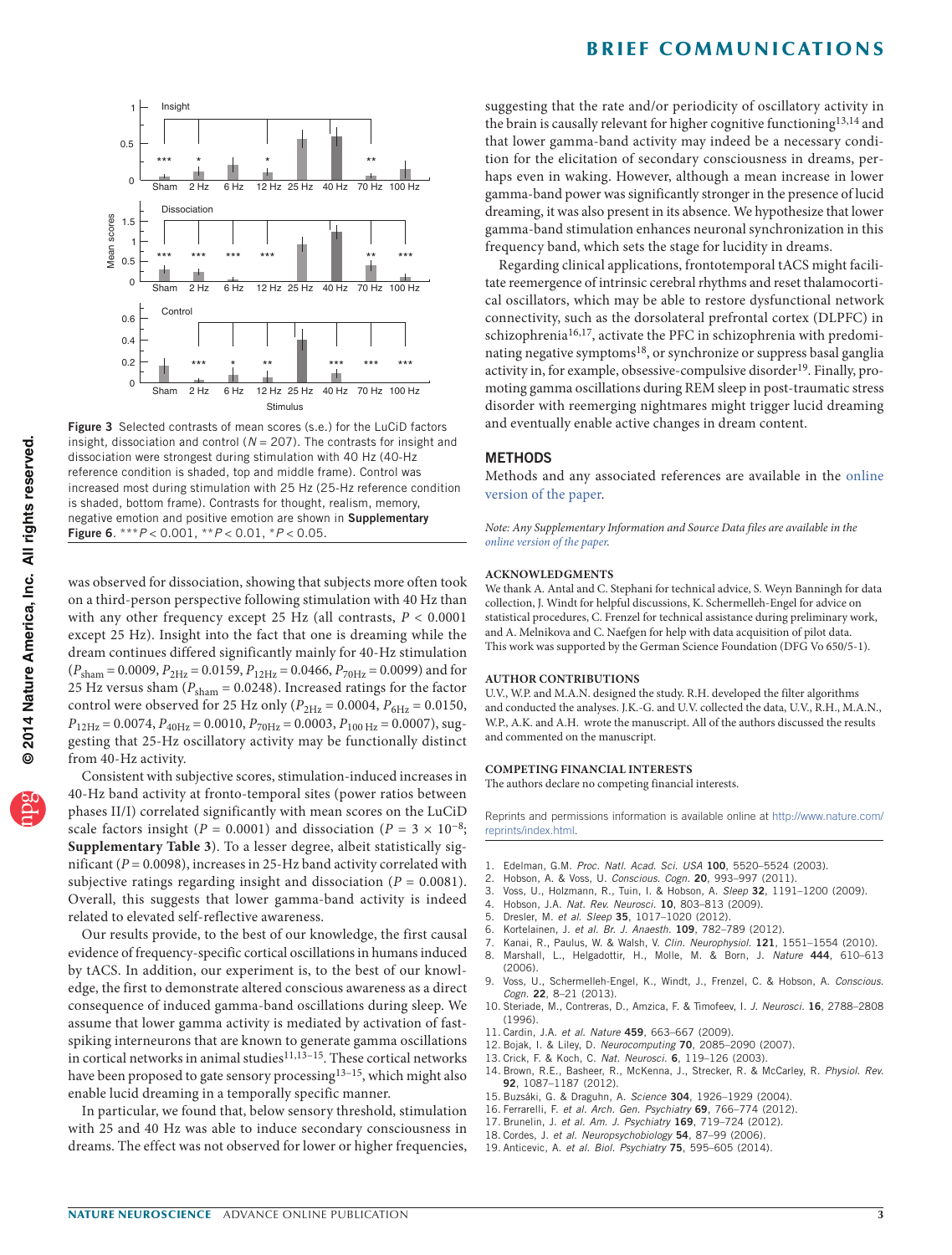Figure 3 Selected contrasts of mean scores (s.e.) for the LuCiD factors insight, dissociation and control ($N$ = 207). The contrasts for insight and dissociation were strongest during stimulation with 40 Hz (40-Hz reference condition is shaded, top and middle frame). Control was increased most during stimulation with 25 Hz (25-Hz reference condition is shaded, bottom frame). Contrasts for thought, realism, memory, negative emotion and positive emotion are shown in **Supplementary Figure 6**. ***$P < 0.001$, **$P < 0.01$, *$P < 0.05$.

was observed for dissociation, showing that subjects more often took on a third-person perspective following stimulation with 40 Hz than with any other frequency except 25 Hz (all contrasts, $P < 0.0001$ except 25 Hz). Insight into the fact that one is dreaming while the dream continues differed significantly mainly for 40-Hz stimulation ($P_{\text{sham}} = 0.0009$, $P_{2\text{Hz}} = 0.0159$, $P_{12\text{Hz}} = 0.0466$, $P_{70\text{Hz}} = 0.0099$) and for 25 Hz versus sham ($P_{\text{sham}} = 0.0248$). Increased ratings for the factor control were observed for 25 Hz only ($P_{2\text{Hz}} = 0.0004$, $P_{6\text{Hz}} = 0.0150$, $P_{12\text{Hz}} = 0.0074$, $P_{40\text{Hz}} = 0.0010$, $P_{70\text{Hz}} = 0.0003$, $P_{100\text{ Hz}} = 0.0007$), suggesting that 25-Hz oscillatory activity may be functionally distinct from 40-Hz activity.

Consistent with subjective scores, stimulation-induced increases in 40-Hz band activity at fronto-temporal sites (power ratios between phases II/I) correlated significantly with mean scores on the LuCiD scale factors insight ($P = 0.0001$) and dissociation ($P = 3 \times 10^{-8}$; **Supplementary Table 3**). To a lesser degree, albeit statistically significant ($P = 0.0098$), increases in 25-Hz band activity correlated with subjective ratings regarding insight and dissociation ($P = 0.0081$). Overall, this suggests that lower gamma-band activity is indeed related to elevated self-reflective awareness.

Our results provide, to the best of our knowledge, the first causal evidence of frequency-specific cortical oscillations in humans induced by tACS. In addition, our experiment is, to the best of our knowledge, the first to demonstrate altered conscious awareness as a direct consequence of induced gamma-band oscillations during sleep. We assume that lower gamma activity is mediated by activation of fast-spiking interneurons that are known to generate gamma oscillations in cortical networks in animal studies[11,13–15]. These cortical networks have been proposed to gate sensory processing[13–15], which might also enable lucid dreaming in a temporally specific manner.

In particular, we found that, below sensory threshold, stimulation with 25 and 40 Hz was able to induce secondary consciousness in dreams. The effect was not observed for lower or higher frequencies, suggesting that the rate and/or periodicity of oscillatory activity in the brain is causally relevant for higher cognitive functioning[13,14] and that lower gamma-band activity may indeed be a necessary condition for the elicitation of secondary consciousness in dreams, perhaps even in waking. However, although a mean increase in lower gamma-band power was significantly stronger in the presence of lucid dreaming, it was also present in its absence. We hypothesize that lower gamma-band stimulation enhances neuronal synchronization in this frequency band, which sets the stage for lucidity in dreams.

Regarding clinical applications, frontotemporal tACS might facilitate reemergence of intrinsic cerebral rhythms and reset thalamocortical oscillators, which may be able to restore dysfunctional network connectivity, such as the dorsolateral prefrontal cortex (DLPFC) in schizophrenia[16,17], activate the PFC in schizophrenia with predominating negative symptoms[18], or synchronize or suppress basal ganglia activity in, for example, obsessive-compulsive disorder[19]. Finally, promoting gamma oscillations during REM sleep in post-traumatic stress disorder with reemerging nightmares might trigger lucid dreaming and eventually enable active changes in dream content.

## METHODS

Methods and any associated references are available in the online version of the paper.

*Note: Any Supplementary Information and Source Data files are available in the online version of the paper.*

### ACKNOWLEDGMENTS

We thank A. Antal and C. Stephani for technical advice, S. Weyn Banningh for data collection, J. Windt for helpful discussions, K. Schermelleh-Engel for advice on statistical procedures, C. Frenzel for technical assistance during preliminary work, and A. Melnikova and C. Naefgen for help with data acquisition of pilot data. This work was supported by the German Science Foundation (DFG Vo 650/5-1).

### AUTHOR CONTRIBUTIONS

U.V., W.P. and M.A.N. designed the study. R.H. developed the filter algorithms and conducted the analyses. J.K.-G. and U.V. collected the data, U.V., R.H., M.A.N., W.P., A.K. and A.H. wrote the manuscript. All of the authors discussed the results and commented on the manuscript.

### COMPETING FINANCIAL INTERESTS

The authors declare no competing financial interests.

Reprints and permissions information is available online at http://www.nature.com/reprints/index.html.

1. Edelman, G.M. *Proc. Natl. Acad. Sci. USA* **100**, 5520–5524 (2003).
2. Hobson, A. & Voss, U. *Conscious. Cogn.* **20**, 993–997 (2011).
3. Voss, U., Holzmann, R., Tuin, I. & Hobson, A. *Sleep* **32**, 1191–1200 (2009).
4. Hobson, J.A. *Nat. Rev. Neurosci.* **10**, 803–813 (2009).
5. Dresler, M. *et al. Sleep* **35**, 1017–1020 (2012).
6. Kortelainen, J. *et al. Br. J. Anaesth.* **109**, 782–789 (2012).
7. Kanai, R., Paulus, W. & Walsh, V. *Clin. Neurophysiol.* **121**, 1551–1554 (2010).
8. Marshall, L., Helgadottir, H., Molle, M. & Born, J. *Nature* **444**, 610–613 (2006).
9. Voss, U., Schermelleh-Engel, K., Windt, J., Frenzel, C. & Hobson, A. *Conscious. Cogn.* **22**, 8–21 (2013).
10. Steriade, M., Contreras, D., Amzica, F. & Timofeev, I. *J. Neurosci.* **16**, 2788–2808 (1996).
11. Cardin, J.A. *et al. Nature* **459**, 663–667 (2009).
12. Bojak, I. & Liley, D. *Neurocomputing* **70**, 2085–2090 (2007).
13. Crick, F. & Koch, C. *Nat. Neurosci.* **6**, 119–126 (2003).
14. Brown, R.E., Basheer, R., McKenna, J., Strecker, R. & McCarley, R. *Physiol. Rev.* **92**, 1087–1187 (2012).
15. Buzsáki, G. & Draguhn, A. *Science* **304**, 1926–1929 (2004).
16. Ferrarelli, F. *et al. Arch. Gen. Psychiatry* **69**, 766–774 (2012).
17. Brunelin, J. *et al. Am. J. Psychiatry* **169**, 719–724 (2012).
18. Cordes, J. *et al. Neuropsychobiology* **54**, 87–99 (2006).
19. Anticevic, A. *et al. Biol. Psychiatry* **75**, 595–605 (2014).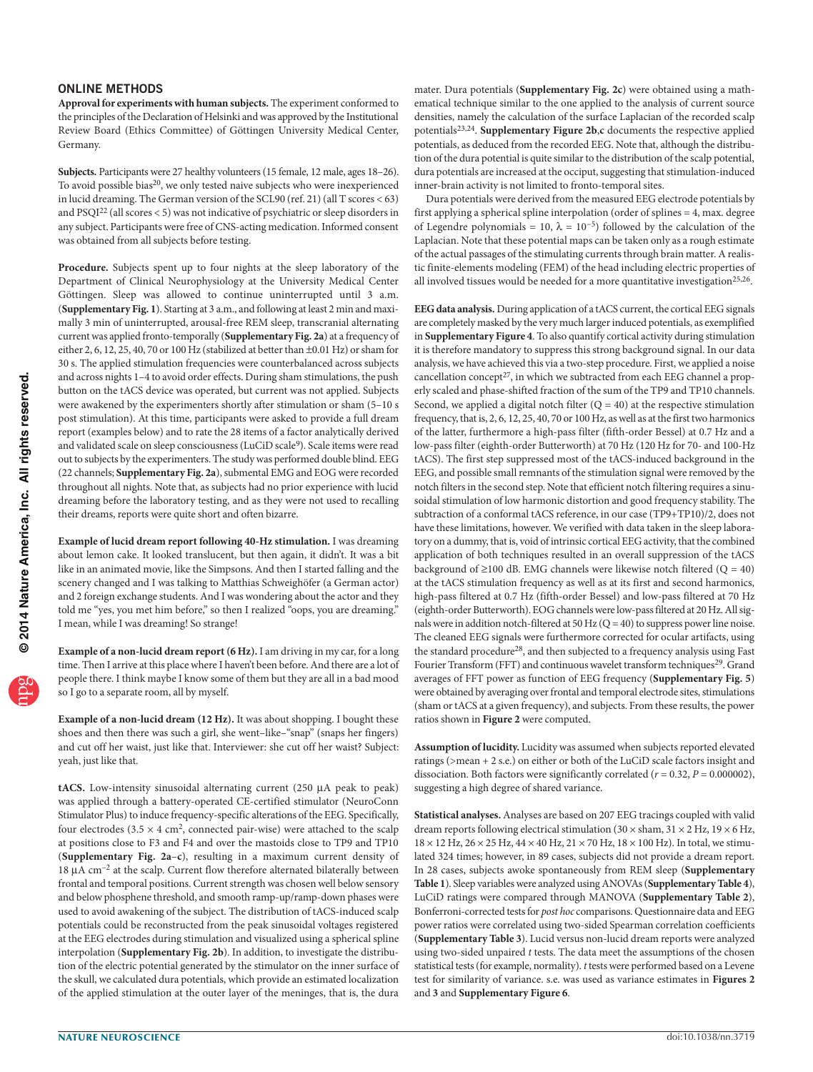## ONLINE METHODS

**Approval for experiments with human subjects.** The experiment conformed to the principles of the Declaration of Helsinki and was approved by the Institutional Review Board (Ethics Committee) of Göttingen University Medical Center, Germany.

**Subjects.** Participants were 27 healthy volunteers (15 female, 12 male, ages 18–26). To avoid possible bias[20], we only tested naive subjects who were inexperienced in lucid dreaming. The German version of the SCL90 (ref. 21) (all T scores < 63) and PSQI[22] (all scores < 5) was not indicative of psychiatric or sleep disorders in any subject. Participants were free of CNS-acting medication. Informed consent was obtained from all subjects before testing.

**Procedure.** Subjects spent up to four nights at the sleep laboratory of the Department of Clinical Neurophysiology at the University Medical Center Göttingen. Sleep was allowed to continue uninterrupted until 3 a.m. (**Supplementary Fig. 1**). Starting at 3 a.m., and following at least 2 min and maximally 3 min of uninterrupted, arousal-free REM sleep, transcranial alternating current was applied fronto-temporally (**Supplementary Fig. 2a**) at a frequency of either 2, 6, 12, 25, 40, 70 or 100 Hz (stabilized at better than ±0.01 Hz) or sham for 30 s. The applied stimulation frequencies were counterbalanced across subjects and across nights 1–4 to avoid order effects. During sham stimulations, the push button on the tACS device was operated, but current was not applied. Subjects were awakened by the experimenters shortly after stimulation or sham (5–10 s post stimulation). At this time, participants were asked to provide a full dream report (examples below) and to rate the 28 items of a factor analytically derived and validated scale on sleep consciousness (LuCiD scale[9]). Scale items were read out to subjects by the experimenters. The study was performed double blind. EEG (22 channels; **Supplementary Fig. 2a**), submental EMG and EOG were recorded throughout all nights. Note that, as subjects had no prior experience with lucid dreaming before the laboratory testing, and as they were not used to recalling their dreams, reports were quite short and often bizarre.

**Example of lucid dream report following 40-Hz stimulation.** I was dreaming about lemon cake. It looked translucent, but then again, it didn't. It was a bit like in an animated movie, like the Simpsons. And then I started falling and the scenery changed and I was talking to Matthias Schweighöfer (a German actor) and 2 foreign exchange students. And I was wondering about the actor and they told me "yes, you met him before," so then I realized "oops, you are dreaming." I mean, while I was dreaming! So strange!

**Example of a non-lucid dream report (6 Hz).** I am driving in my car, for a long time. Then I arrive at this place where I haven't been before. And there are a lot of people there. I think maybe I know some of them but they are all in a bad mood so I go to a separate room, all by myself.

**Example of a non-lucid dream (12 Hz).** It was about shopping. I bought these shoes and then there was such a girl, she went–like–"snap" (snaps her fingers) and cut off her waist, just like that. Interviewer: she cut off her waist? Subject: yeah, just like that.

**tACS.** Low-intensity sinusoidal alternating current (250 μA peak to peak) was applied through a battery-operated CE-certified stimulator (NeuroConn Stimulator Plus) to induce frequency-specific alterations of the EEG. Specifically, four electrodes ($3.5 \times 4$ cm$^2$, connected pair-wise) were attached to the scalp at positions close to F3 and F4 and over the mastoids close to TP9 and TP10 (**Supplementary Fig. 2a–c**), resulting in a maximum current density of 18 μA cm$^{-2}$ at the scalp. Current flow therefore alternated bilaterally between frontal and temporal positions. Current strength was chosen well below sensory and below phosphene threshold, and smooth ramp-up/ramp-down phases were used to avoid awakening of the subject. The distribution of tACS-induced scalp potentials could be reconstructed from the peak sinusoidal voltages registered at the EEG electrodes during stimulation and visualized using a spherical spline interpolation (**Supplementary Fig. 2b**). In addition, to investigate the distribution of the electric potential generated by the stimulator on the inner surface of the skull, we calculated dura potentials, which provide an estimated localization of the applied stimulation at the outer layer of the meninges, that is, the dura mater. Dura potentials (**Supplementary Fig. 2c**) were obtained using a mathematical technique similar to the one applied to the analysis of current source densities, namely the calculation of the surface Laplacian of the recorded scalp potentials[23,24]. **Supplementary Figure 2b**,**c** documents the respective applied potentials, as deduced from the recorded EEG. Note that, although the distribution of the dura potential is quite similar to the distribution of the scalp potential, dura potentials are increased at the occiput, suggesting that stimulation-induced inner-brain activity is not limited to fronto-temporal sites.

Dura potentials were derived from the measured EEG electrode potentials by first applying a spherical spline interpolation (order of splines = 4, max. degree of Legendre polynomials = 10, $\lambda = 10^{-5}$) followed by the calculation of the Laplacian. Note that these potential maps can be taken only as a rough estimate of the actual passages of the stimulating currents through brain matter. A realistic finite-elements modeling (FEM) of the head including electric properties of all involved tissues would be needed for a more quantitative investigation[25,26].

**EEG data analysis.** During application of a tACS current, the cortical EEG signals are completely masked by the very much larger induced potentials, as exemplified in **Supplementary Figure 4**. To also quantify cortical activity during stimulation it is therefore mandatory to suppress this strong background signal. In our data analysis, we have achieved this via a two-step procedure. First, we applied a noise cancellation concept[27], in which we subtracted from each EEG channel a properly scaled and phase-shifted fraction of the sum of the TP9 and TP10 channels. Second, we applied a digital notch filter (Q = 40) at the respective stimulation frequency, that is, 2, 6, 12, 25, 40, 70 or 100 Hz, as well as at the first two harmonics of the latter, furthermore a high-pass filter (fifth-order Bessel) at 0.7 Hz and a low-pass filter (eighth-order Butterworth) at 70 Hz (120 Hz for 70- and 100-Hz tACS). The first step suppressed most of the tACS-induced background in the EEG, and possible small remnants of the stimulation signal were removed by the notch filters in the second step. Note that efficient notch filtering requires a sinusoidal stimulation of low harmonic distortion and good frequency stability. The subtraction of a conformal tACS reference, in our case (TP9+TP10)/2, does not have these limitations, however. We verified with data taken in the sleep laboratory on a dummy, that is, void of intrinsic cortical EEG activity, that the combined application of both techniques resulted in an overall suppression of the tACS background of ≥100 dB. EMG channels were likewise notch filtered (Q = 40) at the tACS stimulation frequency as well as at its first and second harmonics, high-pass filtered at 0.7 Hz (fifth-order Bessel) and low-pass filtered at 70 Hz (eighth-order Butterworth). EOG channels were low-pass filtered at 20 Hz. All signals were in addition notch-filtered at 50 Hz (Q = 40) to suppress power line noise. The cleaned EEG signals were furthermore corrected for ocular artifacts, using the standard procedure[28], and then subjected to a frequency analysis using Fast Fourier Transform (FFT) and continuous wavelet transform techniques[29]. Grand averages of FFT power as function of EEG frequency (**Supplementary Fig. 5**) were obtained by averaging over frontal and temporal electrode sites, stimulations (sham or tACS at a given frequency), and subjects. From these results, the power ratios shown in **Figure 2** were computed.

**Assumption of lucidity.** Lucidity was assumed when subjects reported elevated ratings (>mean + 2 s.e.) on either or both of the LuCiD scale factors insight and dissociation. Both factors were significantly correlated ($r = 0.32$, $P = 0.000002$), suggesting a high degree of shared variance.

**Statistical analyses.** Analyses are based on 207 EEG tracings coupled with valid dream reports following electrical stimulation (30 × sham, 31 × 2 Hz, 19 × 6 Hz, 18 × 12 Hz, 26 × 25 Hz, 44 × 40 Hz, 21 × 70 Hz, 18 × 100 Hz). In total, we stimulated 324 times; however, in 89 cases, subjects did not provide a dream report. In 28 cases, subjects awoke spontaneously from REM sleep (**Supplementary Table 1**). Sleep variables were analyzed using ANOVAs (**Supplementary Table 4**), LuCiD ratings were compared through MANOVA (**Supplementary Table 2**), Bonferroni-corrected tests for *post hoc* comparisons. Questionnaire data and EEG power ratios were correlated using two-sided Spearman correlation coefficients (**Supplementary Table 3**). Lucid versus non-lucid dream reports were analyzed using two-sided unpaired *t* tests. The data meet the assumptions of the chosen statistical tests (for example, normality). *t* tests were performed based on a Levene test for similarity of variance. s.e. was used as variance estimates in **Figures 2** and **3** and **Supplementary Figure 6**.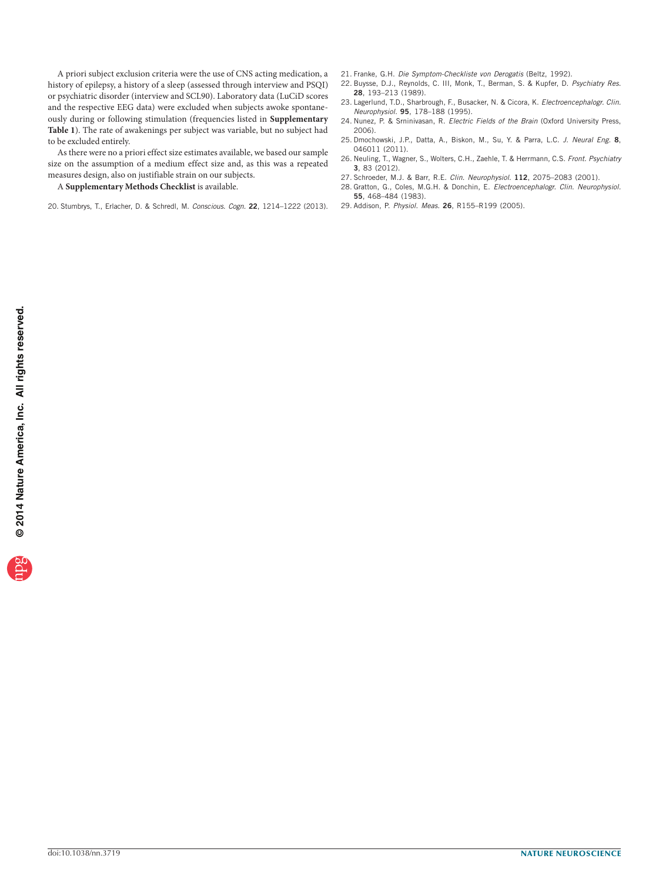A priori subject exclusion criteria were the use of CNS acting medication, a history of epilepsy, a history of a sleep (assessed through interview and PSQI) or psychiatric disorder (interview and SCL90). Laboratory data (LuCiD scores and the respective EEG data) were excluded when subjects awoke spontaneously during or following stimulation (frequencies listed in **Supplementary Table 1**). The rate of awakenings per subject was variable, but no subject had to be excluded entirely.

As there were no a priori effect size estimates available, we based our sample size on the assumption of a medium effect size and, as this was a repeated measures design, also on justifiable strain on our subjects.

A **Supplementary Methods Checklist** is available.

20. Stumbrys, T., Erlacher, D. & Schredl, M. *Conscious. Cogn.* **22**, 1214–1222 (2013).
21. Franke, G.H. *Die Symptom-Checkliste von Derogatis* (Beltz, 1992).
22. Buysse, D.J., Reynolds, C. III, Monk, T., Berman, S. & Kupfer, D. *Psychiatry Res.* **28**, 193–213 (1989).
23. Lagerlund, T.D., Sharbrough, F., Busacker, N. & Cicora, K. *Electroencephalogr. Clin. Neurophysiol.* **95**, 178–188 (1995).
24. Nunez, P. & Srninivasan, R. *Electric Fields of the Brain* (Oxford University Press, 2006).
25. Dmochowski, J.P., Datta, A., Biskon, M., Su, Y. & Parra, L.C. *J. Neural Eng.* **8**, 046011 (2011).
26. Neuling, T., Wagner, S., Wolters, C.H., Zaehle, T. & Herrmann, C.S. *Front. Psychiatry* **3**, 83 (2012).
27. Schroeder, M.J. & Barr, R.E. *Clin. Neurophysiol.* **112**, 2075–2083 (2001).
28. Gratton, G., Coles, M.G.H. & Donchin, E. *Electroencephalogr. Clin. Neurophysiol.* **55**, 468–484 (1983).
29. Addison, P. *Physiol. Meas.* **26**, R155–R199 (2005).